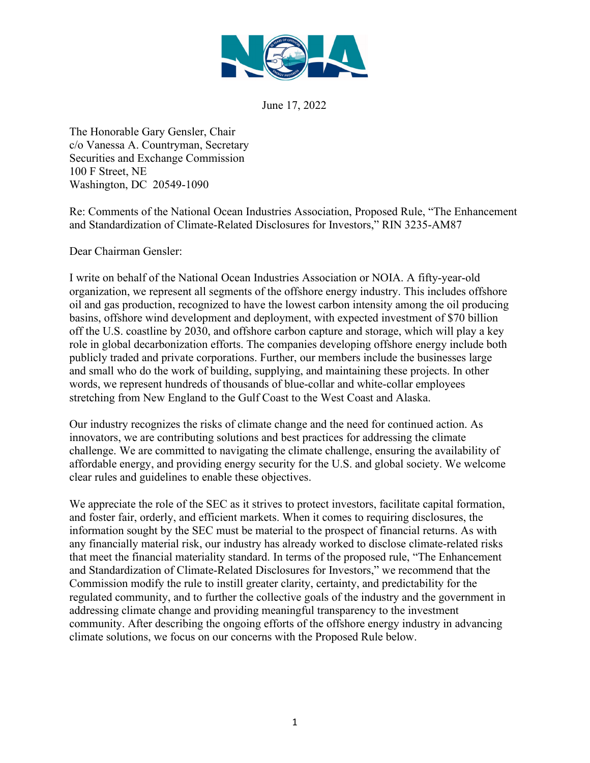June 17, 2022

The Honorable Gary Gensler, Chair
c/o Vanessa A. Countryman, Secretary
Securities and Exchange Commission
100 F Street, NE
Washington, DC 20549-1090

Re: Comments of the National Ocean Industries Association, Proposed Rule, "The Enhancement and Standardization of Climate-Related Disclosures for Investors," RIN 3235-AM87

Dear Chairman Gensler:

I write on behalf of the National Ocean Industries Association or NOIA. A fifty-year-old organization, we represent all segments of the offshore energy industry. This includes offshore oil and gas production, recognized to have the lowest carbon intensity among the oil producing basins, offshore wind development and deployment, with expected investment of $70 billion off the U.S. coastline by 2030, and offshore carbon capture and storage, which will play a key role in global decarbonization efforts. The companies developing offshore energy include both publicly traded and private corporations. Further, our members include the businesses large and small who do the work of building, supplying, and maintaining these projects. In other words, we represent hundreds of thousands of blue-collar and white-collar employees stretching from New England to the Gulf Coast to the West Coast and Alaska.

Our industry recognizes the risks of climate change and the need for continued action. As innovators, we are contributing solutions and best practices for addressing the climate challenge. We are committed to navigating the climate challenge, ensuring the availability of affordable energy, and providing energy security for the U.S. and global society. We welcome clear rules and guidelines to enable these objectives.

We appreciate the role of the SEC as it strives to protect investors, facilitate capital formation, and foster fair, orderly, and efficient markets. When it comes to requiring disclosures, the information sought by the SEC must be material to the prospect of financial returns. As with any financially material risk, our industry has already worked to disclose climate-related risks that meet the financial materiality standard. In terms of the proposed rule, "The Enhancement and Standardization of Climate-Related Disclosures for Investors," we recommend that the Commission modify the rule to instill greater clarity, certainty, and predictability for the regulated community, and to further the collective goals of the industry and the government in addressing climate change and providing meaningful transparency to the investment community. After describing the ongoing efforts of the offshore energy industry in advancing climate solutions, we focus on our concerns with the Proposed Rule below.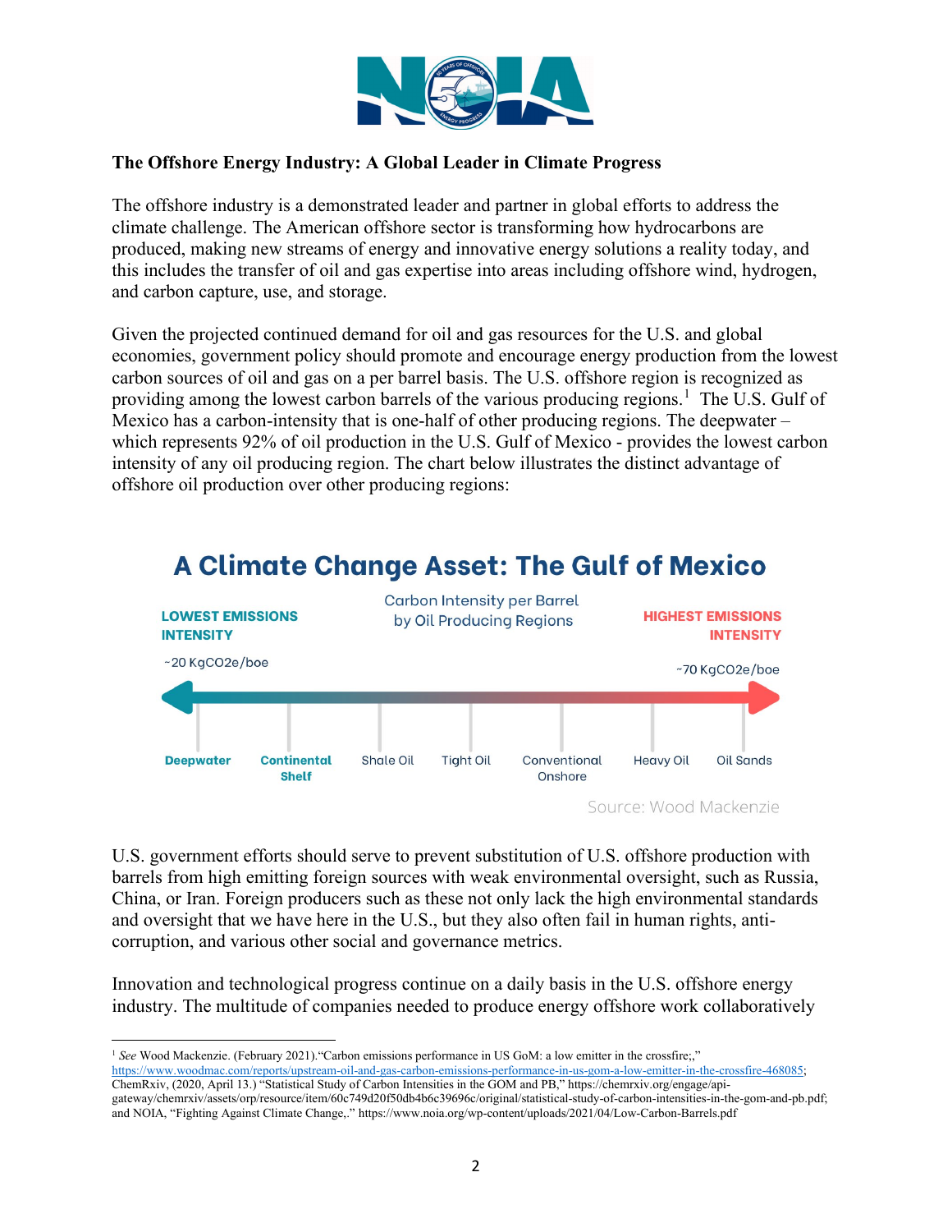**The Offshore Energy Industry: A Global Leader in Climate Progress**

The offshore industry is a demonstrated leader and partner in global efforts to address the climate challenge. The American offshore sector is transforming how hydrocarbons are produced, making new streams of energy and innovative energy solutions a reality today, and this includes the transfer of oil and gas expertise into areas including offshore wind, hydrogen, and carbon capture, use, and storage.

Given the projected continued demand for oil and gas resources for the U.S. and global economies, government policy should promote and encourage energy production from the lowest carbon sources of oil and gas on a per barrel basis. The U.S. offshore region is recognized as providing among the lowest carbon barrels of the various producing regions.[1] The U.S. Gulf of Mexico has a carbon-intensity that is one-half of other producing regions. The deepwater – which represents 92% of oil production in the U.S. Gulf of Mexico - provides the lowest carbon intensity of any oil producing region. The chart below illustrates the distinct advantage of offshore oil production over other producing regions:

A Climate Change Asset: The Gulf of Mexico

Carbon Intensity per Barrel by Oil Producing Regions

LOWEST EMISSIONS INTENSITY

~20 KgCO2e/boe

HIGHEST EMISSIONS INTENSITY

~70 KgCO2e/boe

Deepwater

Continental Shelf

Shale Oil

Tight Oil

Conventional Onshore

Heavy Oil

Oil Sands

Source: Wood Mackenzie

U.S. government efforts should serve to prevent substitution of U.S. offshore production with barrels from high emitting foreign sources with weak environmental oversight, such as Russia, China, or Iran. Foreign producers such as these not only lack the high environmental standards and oversight that we have here in the U.S., but they also often fail in human rights, anti-corruption, and various other social and governance metrics.

Innovation and technological progress continue on a daily basis in the U.S. offshore energy industry. The multitude of companies needed to produce energy offshore work collaboratively

[1] *See* Wood Mackenzie. (February 2021)."Carbon emissions performance in US GoM: a low emitter in the crossfire;," https://www.woodmac.com/reports/upstream-oil-and-gas-carbon-emissions-performance-in-us-gom-a-low-emitter-in-the-crossfire-468085; ChemRxiv, (2020, April 13.) "Statistical Study of Carbon Intensities in the GOM and PB," https://chemrxiv.org/engage/api-gateway/chemrxiv/assets/orp/resource/item/60c749d20f50db4b6c39696c/original/statistical-study-of-carbon-intensities-in-the-gom-and-pb.pdf; and NOIA, "Fighting Against Climate Change,." https://www.noia.org/wp-content/uploads/2021/04/Low-Carbon-Barrels.pdf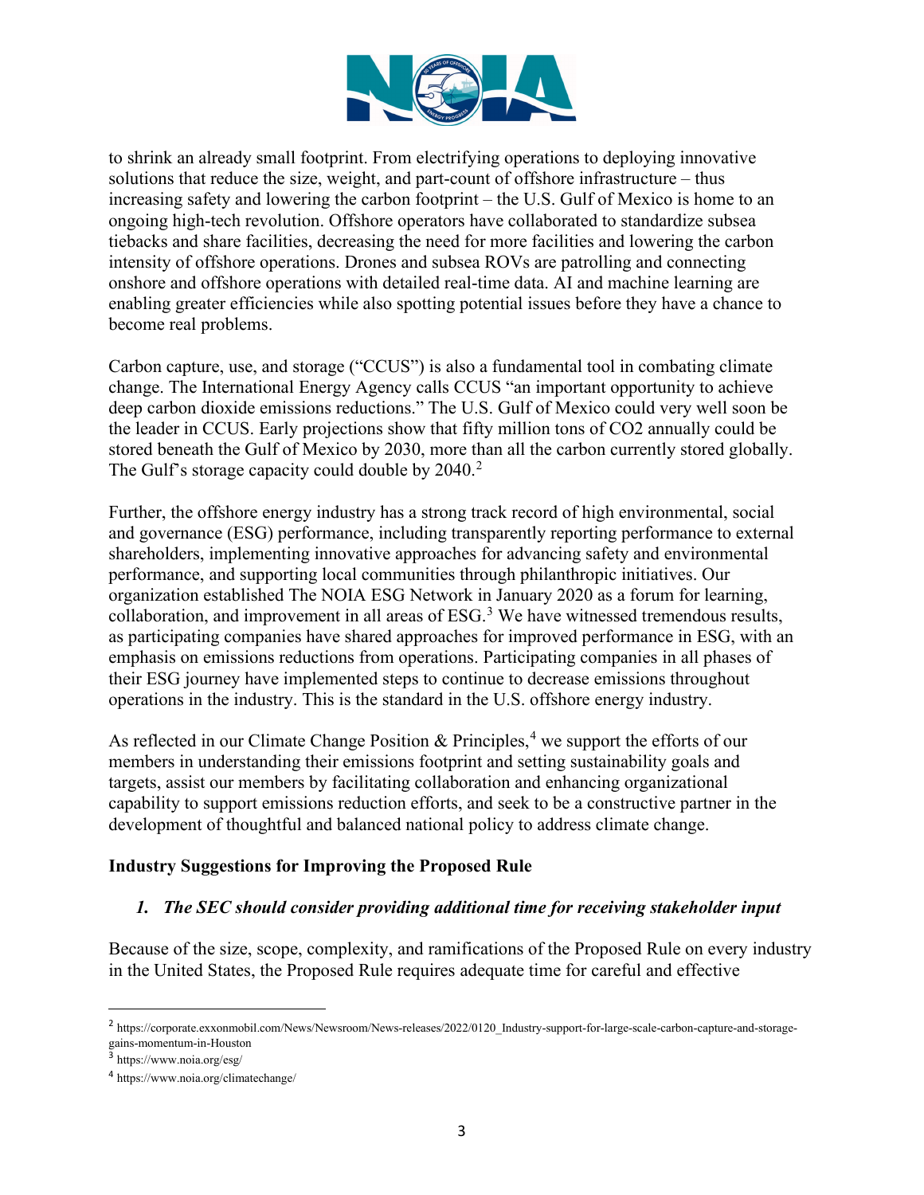to shrink an already small footprint. From electrifying operations to deploying innovative solutions that reduce the size, weight, and part-count of offshore infrastructure – thus increasing safety and lowering the carbon footprint – the U.S. Gulf of Mexico is home to an ongoing high-tech revolution. Offshore operators have collaborated to standardize subsea tiebacks and share facilities, decreasing the need for more facilities and lowering the carbon intensity of offshore operations. Drones and subsea ROVs are patrolling and connecting onshore and offshore operations with detailed real-time data. AI and machine learning are enabling greater efficiencies while also spotting potential issues before they have a chance to become real problems.

Carbon capture, use, and storage ("CCUS") is also a fundamental tool in combating climate change. The International Energy Agency calls CCUS "an important opportunity to achieve deep carbon dioxide emissions reductions." The U.S. Gulf of Mexico could very well soon be the leader in CCUS. Early projections show that fifty million tons of $CO_2$ annually could be stored beneath the Gulf of Mexico by 2030, more than all the carbon currently stored globally. The Gulf's storage capacity could double by 2040.[2]

Further, the offshore energy industry has a strong track record of high environmental, social and governance (ESG) performance, including transparently reporting performance to external shareholders, implementing innovative approaches for advancing safety and environmental performance, and supporting local communities through philanthropic initiatives. Our organization established The NOIA ESG Network in January 2020 as a forum for learning, collaboration, and improvement in all areas of ESG.[3] We have witnessed tremendous results, as participating companies have shared approaches for improved performance in ESG, with an emphasis on emissions reductions from operations. Participating companies in all phases of their ESG journey have implemented steps to continue to decrease emissions throughout operations in the industry. This is the standard in the U.S. offshore energy industry.

As reflected in our Climate Change Position & Principles,[4] we support the efforts of our members in understanding their emissions footprint and setting sustainability goals and targets, assist our members by facilitating collaboration and enhancing organizational capability to support emissions reduction efforts, and seek to be a constructive partner in the development of thoughtful and balanced national policy to address climate change.

## Industry Suggestions for Improving the Proposed Rule

### *1. The SEC should consider providing additional time for receiving stakeholder input*

Because of the size, scope, complexity, and ramifications of the Proposed Rule on every industry in the United States, the Proposed Rule requires adequate time for careful and effective

---

[2] https://corporate.exxonmobil.com/News/Newsroom/News-releases/2022/0120_Industry-support-for-large-scale-carbon-capture-and-storage-gains-momentum-in-Houston

[3] https://www.noia.org/esg/

[4] https://www.noia.org/climatechange/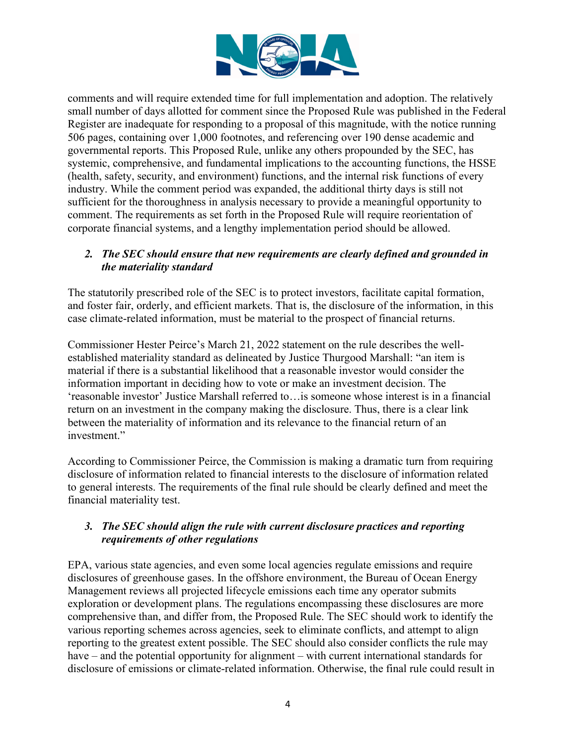comments and will require extended time for full implementation and adoption. The relatively small number of days allotted for comment since the Proposed Rule was published in the Federal Register are inadequate for responding to a proposal of this magnitude, with the notice running 506 pages, containing over 1,000 footnotes, and referencing over 190 dense academic and governmental reports. This Proposed Rule, unlike any others propounded by the SEC, has systemic, comprehensive, and fundamental implications to the accounting functions, the HSSE (health, safety, security, and environment) functions, and the internal risk functions of every industry. While the comment period was expanded, the additional thirty days is still not sufficient for the thoroughness in analysis necessary to provide a meaningful opportunity to comment. The requirements as set forth in the Proposed Rule will require reorientation of corporate financial systems, and a lengthy implementation period should be allowed.

### *2. The SEC should ensure that new requirements are clearly defined and grounded in the materiality standard*

The statutorily prescribed role of the SEC is to protect investors, facilitate capital formation, and foster fair, orderly, and efficient markets. That is, the disclosure of the information, in this case climate-related information, must be material to the prospect of financial returns.

Commissioner Hester Peirce's March 21, 2022 statement on the rule describes the well-established materiality standard as delineated by Justice Thurgood Marshall: "an item is material if there is a substantial likelihood that a reasonable investor would consider the information important in deciding how to vote or make an investment decision. The 'reasonable investor' Justice Marshall referred to…is someone whose interest is in a financial return on an investment in the company making the disclosure. Thus, there is a clear link between the materiality of information and its relevance to the financial return of an investment."

According to Commissioner Peirce, the Commission is making a dramatic turn from requiring disclosure of information related to financial interests to the disclosure of information related to general interests. The requirements of the final rule should be clearly defined and meet the financial materiality test.

### *3. The SEC should align the rule with current disclosure practices and reporting requirements of other regulations*

EPA, various state agencies, and even some local agencies regulate emissions and require disclosures of greenhouse gases. In the offshore environment, the Bureau of Ocean Energy Management reviews all projected lifecycle emissions each time any operator submits exploration or development plans. The regulations encompassing these disclosures are more comprehensive than, and differ from, the Proposed Rule. The SEC should work to identify the various reporting schemes across agencies, seek to eliminate conflicts, and attempt to align reporting to the greatest extent possible. The SEC should also consider conflicts the rule may have – and the potential opportunity for alignment – with current international standards for disclosure of emissions or climate-related information. Otherwise, the final rule could result in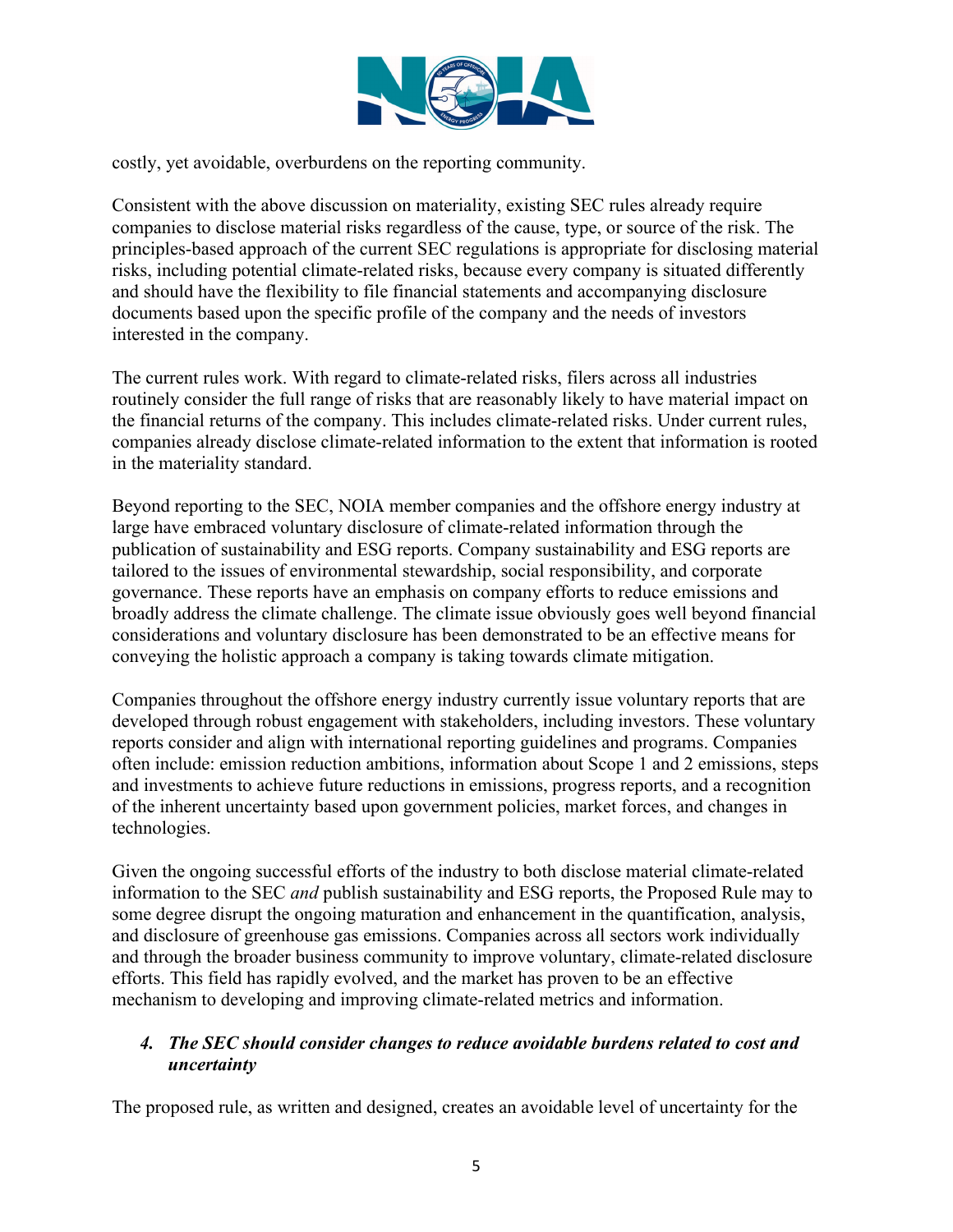costly, yet avoidable, overburdens on the reporting community.

Consistent with the above discussion on materiality, existing SEC rules already require companies to disclose material risks regardless of the cause, type, or source of the risk. The principles-based approach of the current SEC regulations is appropriate for disclosing material risks, including potential climate-related risks, because every company is situated differently and should have the flexibility to file financial statements and accompanying disclosure documents based upon the specific profile of the company and the needs of investors interested in the company.

The current rules work. With regard to climate-related risks, filers across all industries routinely consider the full range of risks that are reasonably likely to have material impact on the financial returns of the company. This includes climate-related risks. Under current rules, companies already disclose climate-related information to the extent that information is rooted in the materiality standard.

Beyond reporting to the SEC, NOIA member companies and the offshore energy industry at large have embraced voluntary disclosure of climate-related information through the publication of sustainability and ESG reports. Company sustainability and ESG reports are tailored to the issues of environmental stewardship, social responsibility, and corporate governance. These reports have an emphasis on company efforts to reduce emissions and broadly address the climate challenge. The climate issue obviously goes well beyond financial considerations and voluntary disclosure has been demonstrated to be an effective means for conveying the holistic approach a company is taking towards climate mitigation.

Companies throughout the offshore energy industry currently issue voluntary reports that are developed through robust engagement with stakeholders, including investors. These voluntary reports consider and align with international reporting guidelines and programs. Companies often include: emission reduction ambitions, information about Scope 1 and 2 emissions, steps and investments to achieve future reductions in emissions, progress reports, and a recognition of the inherent uncertainty based upon government policies, market forces, and changes in technologies.

Given the ongoing successful efforts of the industry to both disclose material climate-related information to the SEC *and* publish sustainability and ESG reports, the Proposed Rule may to some degree disrupt the ongoing maturation and enhancement in the quantification, analysis, and disclosure of greenhouse gas emissions. Companies across all sectors work individually and through the broader business community to improve voluntary, climate-related disclosure efforts. This field has rapidly evolved, and the market has proven to be an effective mechanism to developing and improving climate-related metrics and information.

### *4. The SEC should consider changes to reduce avoidable burdens related to cost and uncertainty*

The proposed rule, as written and designed, creates an avoidable level of uncertainty for the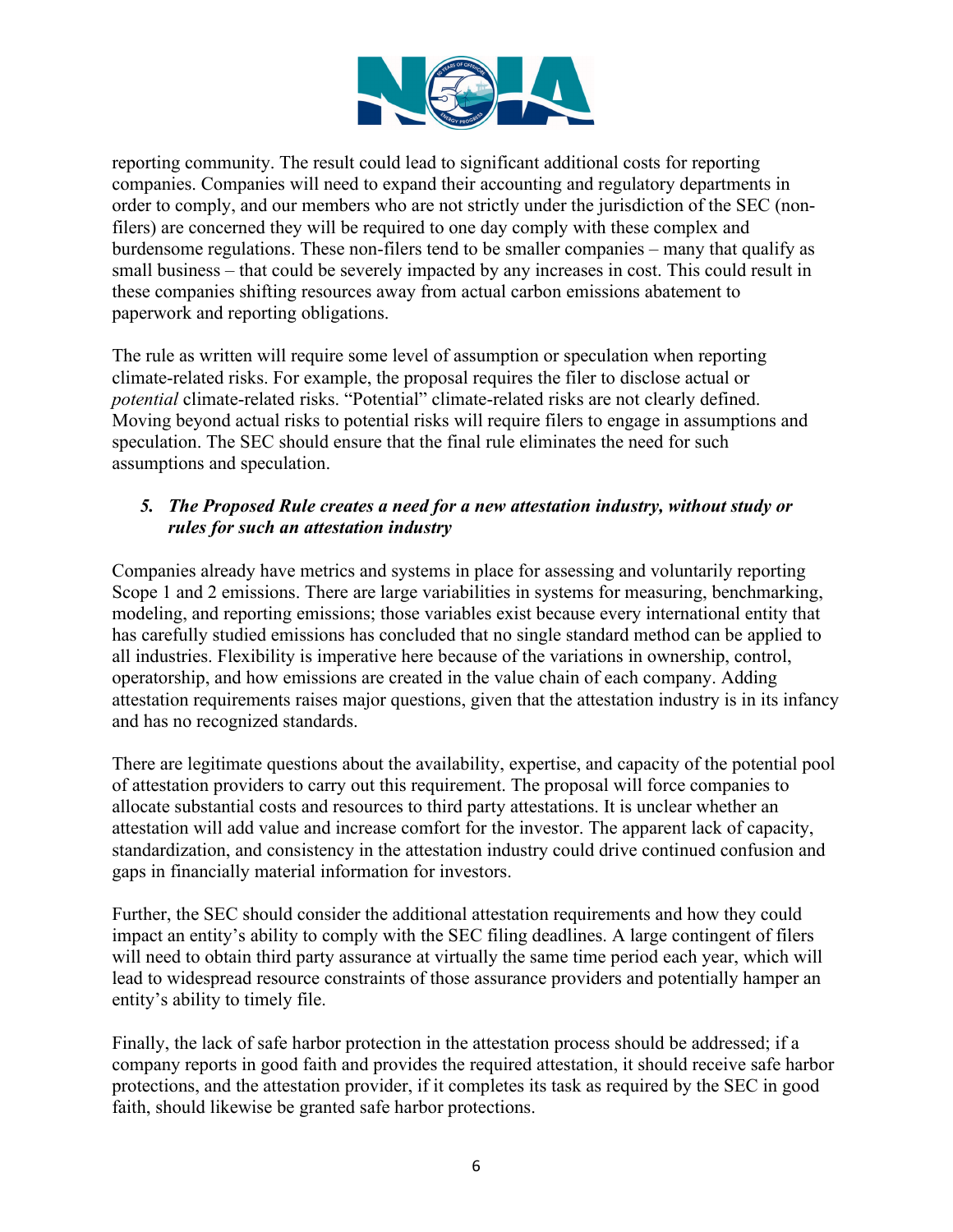reporting community. The result could lead to significant additional costs for reporting companies. Companies will need to expand their accounting and regulatory departments in order to comply, and our members who are not strictly under the jurisdiction of the SEC (non-filers) are concerned they will be required to one day comply with these complex and burdensome regulations. These non-filers tend to be smaller companies – many that qualify as small business – that could be severely impacted by any increases in cost. This could result in these companies shifting resources away from actual carbon emissions abatement to paperwork and reporting obligations.

The rule as written will require some level of assumption or speculation when reporting climate-related risks. For example, the proposal requires the filer to disclose actual or *potential* climate-related risks. "Potential" climate-related risks are not clearly defined. Moving beyond actual risks to potential risks will require filers to engage in assumptions and speculation. The SEC should ensure that the final rule eliminates the need for such assumptions and speculation.

### *5. The Proposed Rule creates a need for a new attestation industry, without study or rules for such an attestation industry*

Companies already have metrics and systems in place for assessing and voluntarily reporting Scope 1 and 2 emissions. There are large variabilities in systems for measuring, benchmarking, modeling, and reporting emissions; those variables exist because every international entity that has carefully studied emissions has concluded that no single standard method can be applied to all industries. Flexibility is imperative here because of the variations in ownership, control, operatorship, and how emissions are created in the value chain of each company. Adding attestation requirements raises major questions, given that the attestation industry is in its infancy and has no recognized standards.

There are legitimate questions about the availability, expertise, and capacity of the potential pool of attestation providers to carry out this requirement. The proposal will force companies to allocate substantial costs and resources to third party attestations. It is unclear whether an attestation will add value and increase comfort for the investor. The apparent lack of capacity, standardization, and consistency in the attestation industry could drive continued confusion and gaps in financially material information for investors.

Further, the SEC should consider the additional attestation requirements and how they could impact an entity's ability to comply with the SEC filing deadlines. A large contingent of filers will need to obtain third party assurance at virtually the same time period each year, which will lead to widespread resource constraints of those assurance providers and potentially hamper an entity's ability to timely file.

Finally, the lack of safe harbor protection in the attestation process should be addressed; if a company reports in good faith and provides the required attestation, it should receive safe harbor protections, and the attestation provider, if it completes its task as required by the SEC in good faith, should likewise be granted safe harbor protections.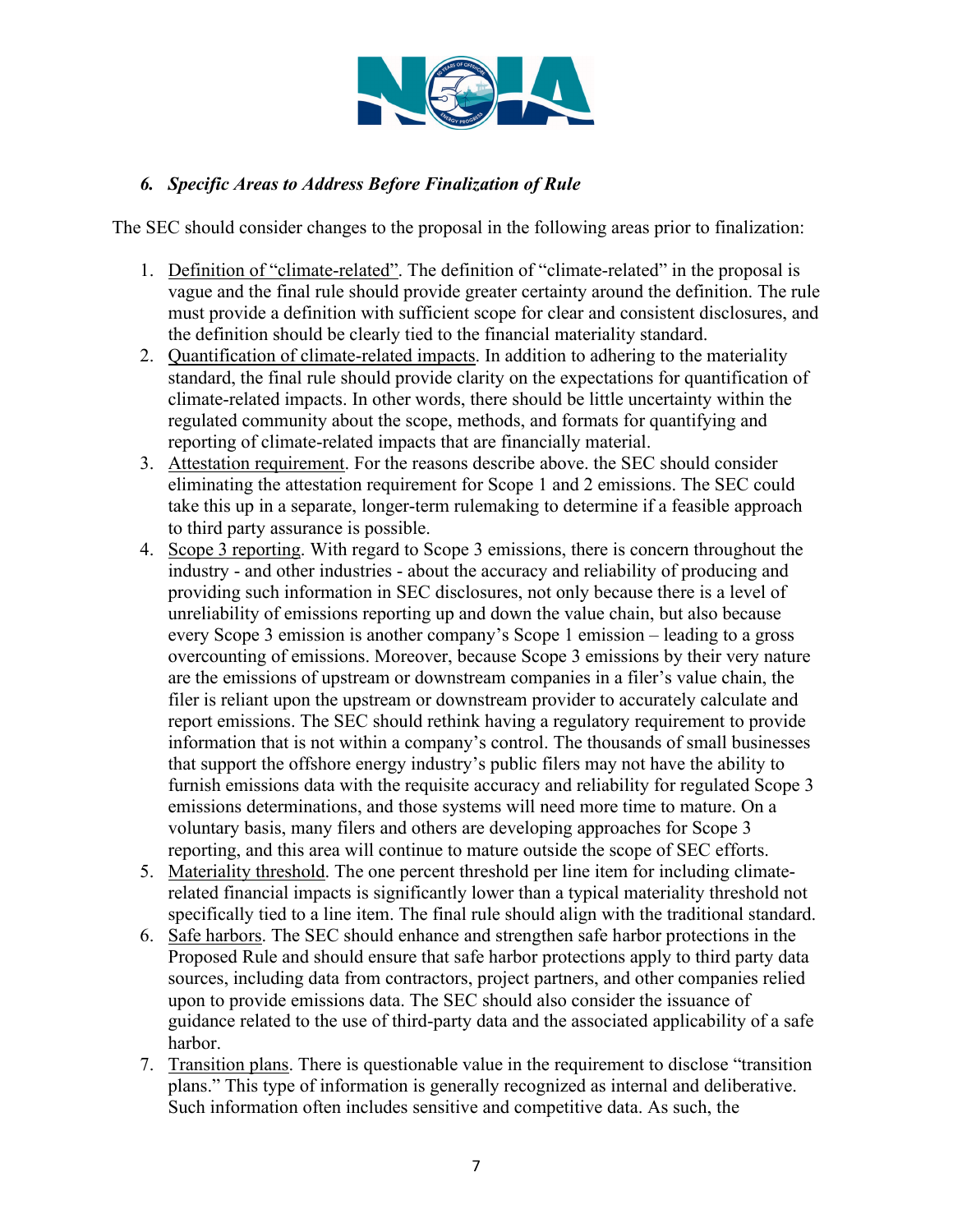### *6. Specific Areas to Address Before Finalization of Rule*

The SEC should consider changes to the proposal in the following areas prior to finalization:

1. Definition of "climate-related". The definition of "climate-related" in the proposal is vague and the final rule should provide greater certainty around the definition. The rule must provide a definition with sufficient scope for clear and consistent disclosures, and the definition should be clearly tied to the financial materiality standard.
2. Quantification of climate-related impacts. In addition to adhering to the materiality standard, the final rule should provide clarity on the expectations for quantification of climate-related impacts. In other words, there should be little uncertainty within the regulated community about the scope, methods, and formats for quantifying and reporting of climate-related impacts that are financially material.
3. Attestation requirement. For the reasons describe above. the SEC should consider eliminating the attestation requirement for Scope 1 and 2 emissions. The SEC could take this up in a separate, longer-term rulemaking to determine if a feasible approach to third party assurance is possible.
4. Scope 3 reporting. With regard to Scope 3 emissions, there is concern throughout the industry - and other industries - about the accuracy and reliability of producing and providing such information in SEC disclosures, not only because there is a level of unreliability of emissions reporting up and down the value chain, but also because every Scope 3 emission is another company's Scope 1 emission – leading to a gross overcounting of emissions. Moreover, because Scope 3 emissions by their very nature are the emissions of upstream or downstream companies in a filer's value chain, the filer is reliant upon the upstream or downstream provider to accurately calculate and report emissions. The SEC should rethink having a regulatory requirement to provide information that is not within a company's control. The thousands of small businesses that support the offshore energy industry's public filers may not have the ability to furnish emissions data with the requisite accuracy and reliability for regulated Scope 3 emissions determinations, and those systems will need more time to mature. On a voluntary basis, many filers and others are developing approaches for Scope 3 reporting, and this area will continue to mature outside the scope of SEC efforts.
5. Materiality threshold. The one percent threshold per line item for including climate-related financial impacts is significantly lower than a typical materiality threshold not specifically tied to a line item. The final rule should align with the traditional standard.
6. Safe harbors. The SEC should enhance and strengthen safe harbor protections in the Proposed Rule and should ensure that safe harbor protections apply to third party data sources, including data from contractors, project partners, and other companies relied upon to provide emissions data. The SEC should also consider the issuance of guidance related to the use of third-party data and the associated applicability of a safe harbor.
7. Transition plans. There is questionable value in the requirement to disclose "transition plans." This type of information is generally recognized as internal and deliberative. Such information often includes sensitive and competitive data. As such, the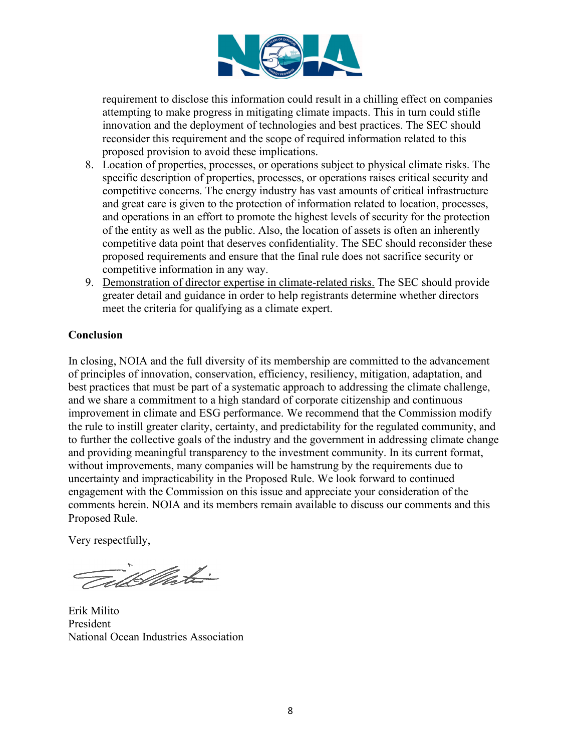requirement to disclose this information could result in a chilling effect on companies attempting to make progress in mitigating climate impacts. This in turn could stifle innovation and the deployment of technologies and best practices. The SEC should reconsider this requirement and the scope of required information related to this proposed provision to avoid these implications.

8. Location of properties, processes, or operations subject to physical climate risks. The specific description of properties, processes, or operations raises critical security and competitive concerns. The energy industry has vast amounts of critical infrastructure and great care is given to the protection of information related to location, processes, and operations in an effort to promote the highest levels of security for the protection of the entity as well as the public. Also, the location of assets is often an inherently competitive data point that deserves confidentiality. The SEC should reconsider these proposed requirements and ensure that the final rule does not sacrifice security or competitive information in any way.
9. Demonstration of director expertise in climate-related risks. The SEC should provide greater detail and guidance in order to help registrants determine whether directors meet the criteria for qualifying as a climate expert.

**Conclusion**

In closing, NOIA and the full diversity of its membership are committed to the advancement of principles of innovation, conservation, efficiency, resiliency, mitigation, adaptation, and best practices that must be part of a systematic approach to addressing the climate challenge, and we share a commitment to a high standard of corporate citizenship and continuous improvement in climate and ESG performance. We recommend that the Commission modify the rule to instill greater clarity, certainty, and predictability for the regulated community, and to further the collective goals of the industry and the government in addressing climate change and providing meaningful transparency to the investment community. In its current format, without improvements, many companies will be hamstrung by the requirements due to uncertainty and impracticability in the Proposed Rule. We look forward to continued engagement with the Commission on this issue and appreciate your consideration of the comments herein. NOIA and its members remain available to discuss our comments and this Proposed Rule.

Very respectfully,

Erik Milito
President
National Ocean Industries Association